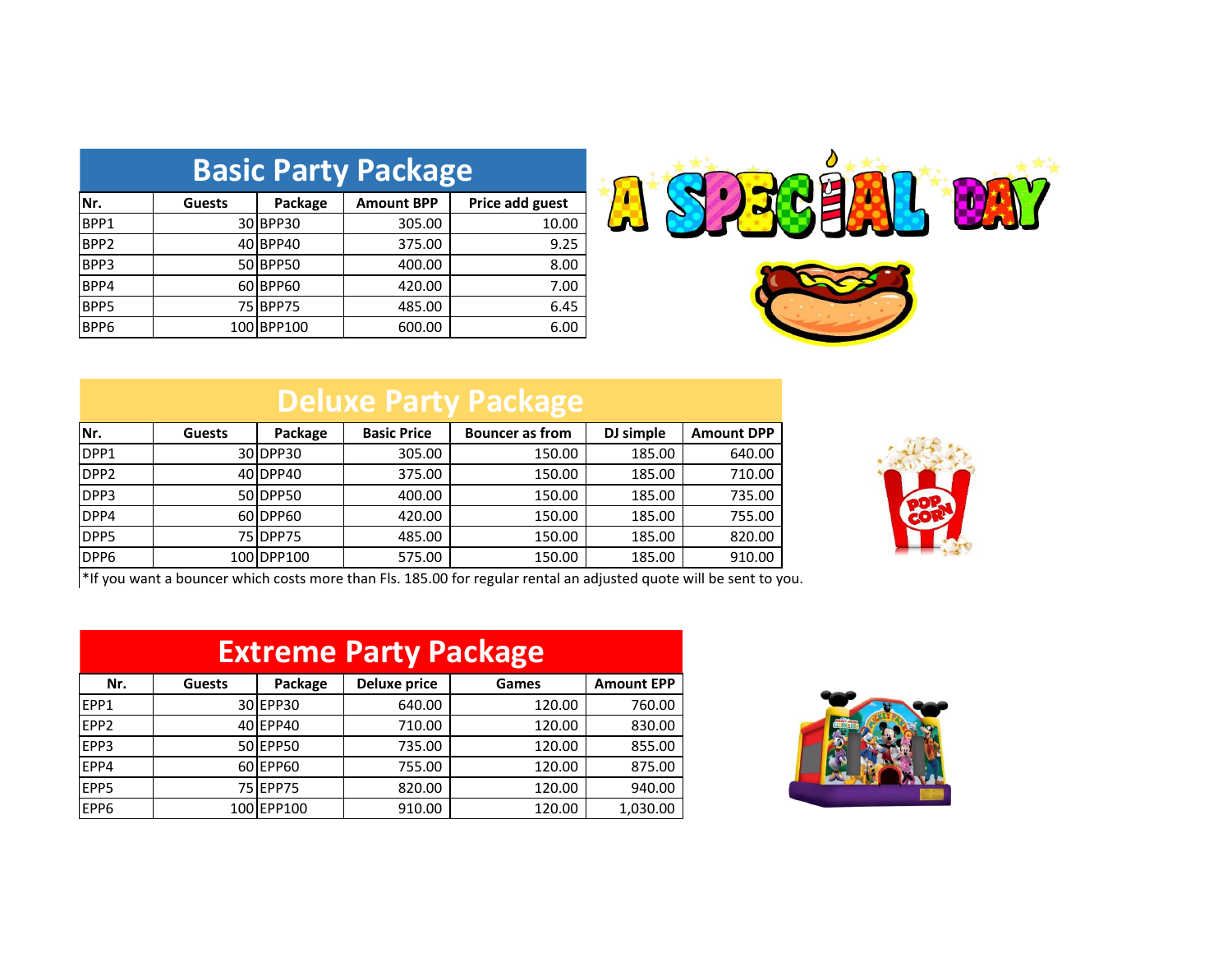## Basic Party Package

| Nr. | Guests | Package | Amount BPP | Price add guest |
|---|---|---|---|---|
| BPP1 | 30 | BPP30 | 305.00 | 10.00 |
| BPP2 | 40 | BPP40 | 375.00 | 9.25 |
| BPP3 | 50 | BPP50 | 400.00 | 8.00 |
| BPP4 | 60 | BPP60 | 420.00 | 7.00 |
| BPP5 | 75 | BPP75 | 485.00 | 6.45 |
| BPP6 | 100 | BPP100 | 600.00 | 6.00 |

## Deluxe Party Package

| Nr. | Guests | Package | Basic Price | Bouncer as from | DJ simple | Amount DPP |
|---|---|---|---|---|---|---|
| DPP1 | 30 | DPP30 | 305.00 | 150.00 | 185.00 | 640.00 |
| DPP2 | 40 | DPP40 | 375.00 | 150.00 | 185.00 | 710.00 |
| DPP3 | 50 | DPP50 | 400.00 | 150.00 | 185.00 | 735.00 |
| DPP4 | 60 | DPP60 | 420.00 | 150.00 | 185.00 | 755.00 |
| DPP5 | 75 | DPP75 | 485.00 | 150.00 | 185.00 | 820.00 |
| DPP6 | 100 | DPP100 | 575.00 | 150.00 | 185.00 | 910.00 |

*If you want a bouncer which costs more than Fls. 185.00 for regular rental an adjusted quote will be sent to you.

## Extreme Party Package

| Nr. | Guests | Package | Deluxe price | Games | Amount EPP |
|---|---|---|---|---|---|
| EPP1 | 30 | EPP30 | 640.00 | 120.00 | 760.00 |
| EPP2 | 40 | EPP40 | 710.00 | 120.00 | 830.00 |
| EPP3 | 50 | EPP50 | 735.00 | 120.00 | 855.00 |
| EPP4 | 60 | EPP60 | 755.00 | 120.00 | 875.00 |
| EPP5 | 75 | EPP75 | 820.00 | 120.00 | 940.00 |
| EPP6 | 100 | EPP100 | 910.00 | 120.00 | 1,030.00 |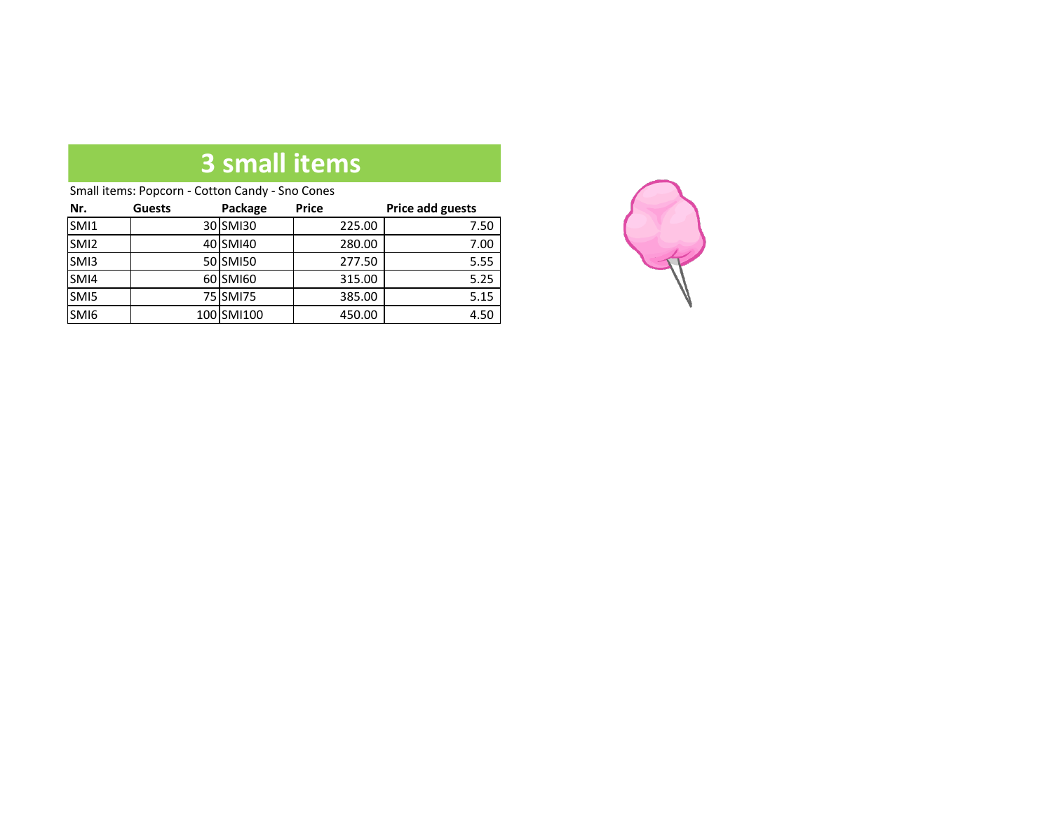# 3 small items

Small items: Popcorn - Cotton Candy - Sno Cones

| Nr. | Guests | Package | Price | Price add guests |
|---|---|---|---|---|
| SMI1 | 30 | SMI30 | 225.00 | 7.50 |
| SMI2 | 40 | SMI40 | 280.00 | 7.00 |
| SMI3 | 50 | SMI50 | 277.50 | 5.55 |
| SMI4 | 60 | SMI60 | 315.00 | 5.25 |
| SMI5 | 75 | SMI75 | 385.00 | 5.15 |
| SMI6 | 100 | SMI100 | 450.00 | 4.50 |